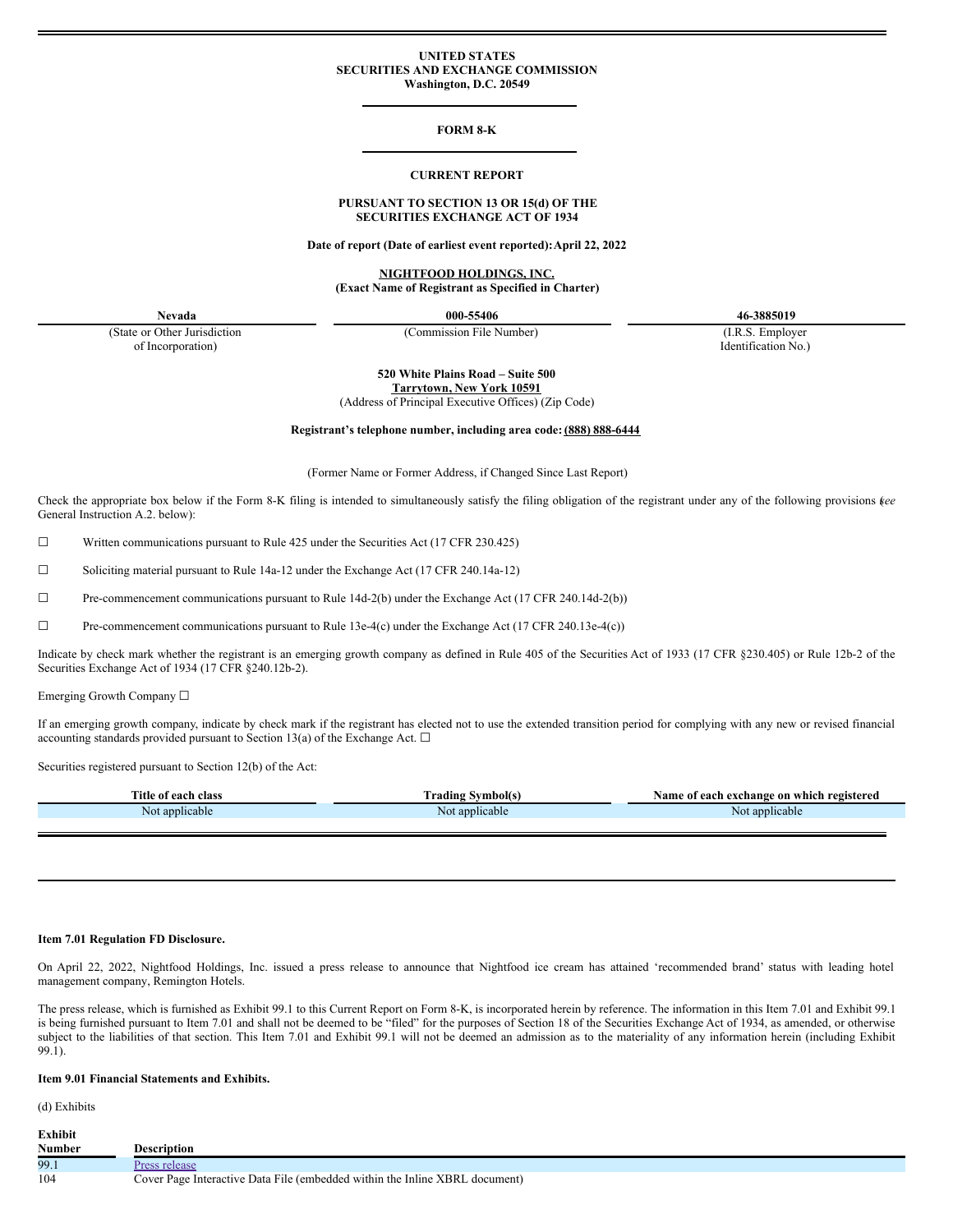**UNITED STATES**
**SECURITIES AND EXCHANGE COMMISSION**
**Washington, D.C. 20549**

---

**FORM 8-K**

---

**CURRENT REPORT**

**PURSUANT TO SECTION 13 OR 15(d) OF THE SECURITIES EXCHANGE ACT OF 1934**

**Date of report (Date of earliest event reported): April 22, 2022**

**NIGHTFOOD HOLDINGS, INC.**
**(Exact Name of Registrant as Specified in Charter)**

| **Nevada** | **000-55406** | **46-3885019** |
|---|---|---|
| (State or Other Jurisdiction of Incorporation) | (Commission File Number) | (I.R.S. Employer Identification No.) |

**520 White Plains Road – Suite 500**
**Tarrytown, New York 10591**
(Address of Principal Executive Offices) (Zip Code)

**Registrant's telephone number, including area code: (888) 888-6444**

(Former Name or Former Address, if Changed Since Last Report)

Check the appropriate box below if the Form 8-K filing is intended to simultaneously satisfy the filing obligation of the registrant under any of the following provisions (*see* General Instruction A.2. below):

☐ Written communications pursuant to Rule 425 under the Securities Act (17 CFR 230.425)

☐ Soliciting material pursuant to Rule 14a-12 under the Exchange Act (17 CFR 240.14a-12)

☐ Pre-commencement communications pursuant to Rule 14d-2(b) under the Exchange Act (17 CFR 240.14d-2(b))

☐ Pre-commencement communications pursuant to Rule 13e-4(c) under the Exchange Act (17 CFR 240.13e-4(c))

Indicate by check mark whether the registrant is an emerging growth company as defined in Rule 405 of the Securities Act of 1933 (17 CFR §230.405) or Rule 12b-2 of the Securities Exchange Act of 1934 (17 CFR §240.12b-2).

Emerging Growth Company ☐

If an emerging growth company, indicate by check mark if the registrant has elected not to use the extended transition period for complying with any new or revised financial accounting standards provided pursuant to Section 13(a) of the Exchange Act. ☐

Securities registered pursuant to Section 12(b) of the Act:

| Title of each class | Trading Symbol(s) | Name of each exchange on which registered |
|---|---|---|
| Not applicable | Not applicable | Not applicable |

---

**Item 7.01 Regulation FD Disclosure.**

On April 22, 2022, Nightfood Holdings, Inc. issued a press release to announce that Nightfood ice cream has attained 'recommended brand' status with leading hotel management company, Remington Hotels.

The press release, which is furnished as Exhibit 99.1 to this Current Report on Form 8-K, is incorporated herein by reference. The information in this Item 7.01 and Exhibit 99.1 is being furnished pursuant to Item 7.01 and shall not be deemed to be "filed" for the purposes of Section 18 of the Securities Exchange Act of 1934, as amended, or otherwise subject to the liabilities of that section. This Item 7.01 and Exhibit 99.1 will not be deemed an admission as to the materiality of any information herein (including Exhibit 99.1).

**Item 9.01 Financial Statements and Exhibits.**

(d) Exhibits

| Exhibit Number | Description |
|---|---|
| 99.1 | Press release |
| 104 | Cover Page Interactive Data File (embedded within the Inline XBRL document) |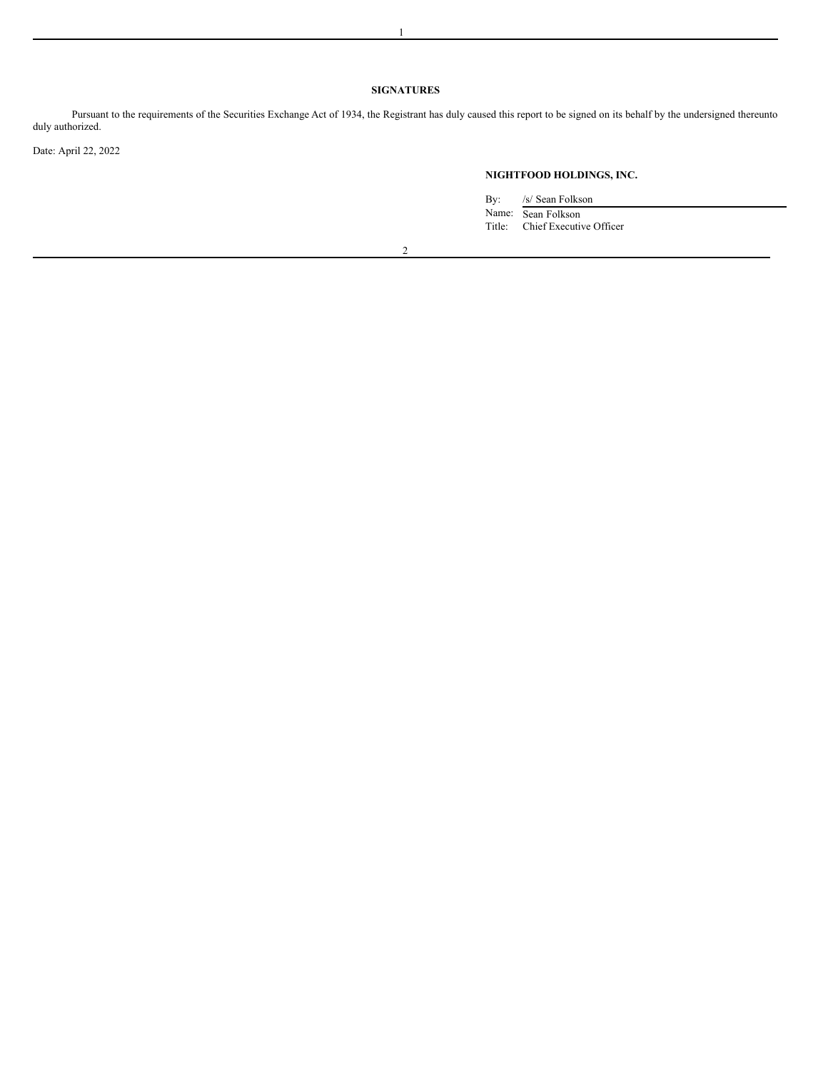## SIGNATURES

Pursuant to the requirements of the Securities Exchange Act of 1934, the Registrant has duly caused this report to be signed on its behalf by the undersigned thereunto duly authorized.

Date: April 22, 2022

**NIGHTFOOD HOLDINGS, INC.**

By: /s/ Sean Folkson
Name: Sean Folkson
Title: Chief Executive Officer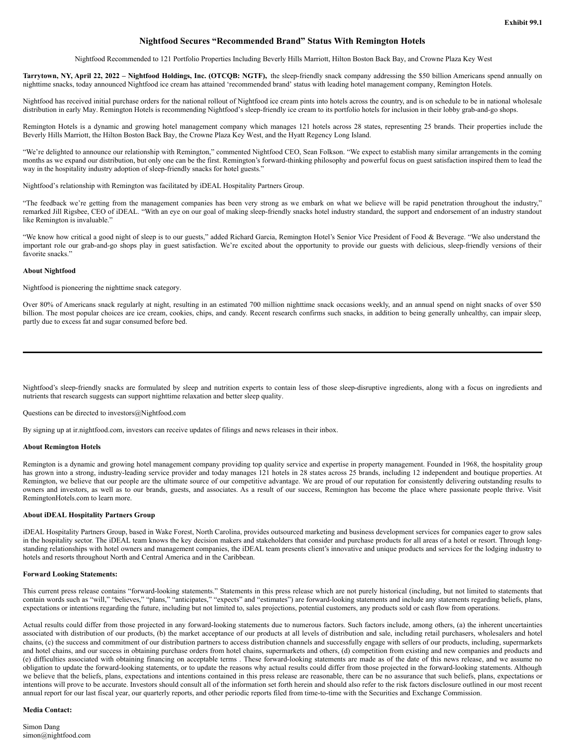Exhibit 99.1

# Nightfood Secures "Recommended Brand" Status With Remington Hotels

Nightfood Recommended to 121 Portfolio Properties Including Beverly Hills Marriott, Hilton Boston Back Bay, and Crowne Plaza Key West

**Tarrytown, NY, April 22, 2022 – Nightfood Holdings, Inc. (OTCQB: NGTF),** the sleep-friendly snack company addressing the $50 billion Americans spend annually on nighttime snacks, today announced Nightfood ice cream has attained 'recommended brand' status with leading hotel management company, Remington Hotels.

Nightfood has received initial purchase orders for the national rollout of Nightfood ice cream pints into hotels across the country, and is on schedule to be in national wholesale distribution in early May. Remington Hotels is recommending Nightfood's sleep-friendly ice cream to its portfolio hotels for inclusion in their lobby grab-and-go shops.

Remington Hotels is a dynamic and growing hotel management company which manages 121 hotels across 28 states, representing 25 brands. Their properties include the Beverly Hills Marriott, the Hilton Boston Back Bay, the Crowne Plaza Key West, and the Hyatt Regency Long Island.

"We're delighted to announce our relationship with Remington," commented Nightfood CEO, Sean Folkson. "We expect to establish many similar arrangements in the coming months as we expand our distribution, but only one can be the first. Remington's forward-thinking philosophy and powerful focus on guest satisfaction inspired them to lead the way in the hospitality industry adoption of sleep-friendly snacks for hotel guests."

Nightfood's relationship with Remington was facilitated by iDEAL Hospitality Partners Group.

"The feedback we're getting from the management companies has been very strong as we embark on what we believe will be rapid penetration throughout the industry," remarked Jill Rigsbee, CEO of iDEAL. "With an eye on our goal of making sleep-friendly snacks hotel industry standard, the support and endorsement of an industry standout like Remington is invaluable."

"We know how critical a good night of sleep is to our guests," added Richard Garcia, Remington Hotel's Senior Vice President of Food & Beverage. "We also understand the important role our grab-and-go shops play in guest satisfaction. We're excited about the opportunity to provide our guests with delicious, sleep-friendly versions of their favorite snacks."

**About Nightfood**

Nightfood is pioneering the nighttime snack category.

Over 80% of Americans snack regularly at night, resulting in an estimated 700 million nighttime snack occasions weekly, and an annual spend on night snacks of over $50 billion. The most popular choices are ice cream, cookies, chips, and candy. Recent research confirms such snacks, in addition to being generally unhealthy, can impair sleep, partly due to excess fat and sugar consumed before bed.

Nightfood's sleep-friendly snacks are formulated by sleep and nutrition experts to contain less of those sleep-disruptive ingredients, along with a focus on ingredients and nutrients that research suggests can support nighttime relaxation and better sleep quality.

Questions can be directed to investors@Nightfood.com

By signing up at ir.nightfood.com, investors can receive updates of filings and news releases in their inbox.

**About Remington Hotels**

Remington is a dynamic and growing hotel management company providing top quality service and expertise in property management. Founded in 1968, the hospitality group has grown into a strong, industry-leading service provider and today manages 121 hotels in 28 states across 25 brands, including 12 independent and boutique properties. At Remington, we believe that our people are the ultimate source of our competitive advantage. We are proud of our reputation for consistently delivering outstanding results to owners and investors, as well as to our brands, guests, and associates. As a result of our success, Remington has become the place where passionate people thrive. Visit RemingtonHotels.com to learn more.

**About iDEAL Hospitality Partners Group**

iDEAL Hospitality Partners Group, based in Wake Forest, North Carolina, provides outsourced marketing and business development services for companies eager to grow sales in the hospitality sector. The iDEAL team knows the key decision makers and stakeholders that consider and purchase products for all areas of a hotel or resort. Through long-standing relationships with hotel owners and management companies, the iDEAL team presents client's innovative and unique products and services for the lodging industry to hotels and resorts throughout North and Central America and in the Caribbean.

**Forward Looking Statements:**

This current press release contains "forward-looking statements." Statements in this press release which are not purely historical (including, but not limited to statements that contain words such as "will," "believes," "plans," "anticipates," "expects" and "estimates") are forward-looking statements and include any statements regarding beliefs, plans, expectations or intentions regarding the future, including but not limited to, sales projections, potential customers, any products sold or cash flow from operations.

Actual results could differ from those projected in any forward-looking statements due to numerous factors. Such factors include, among others, (a) the inherent uncertainties associated with distribution of our products, (b) the market acceptance of our products at all levels of distribution and sale, including retail purchasers, wholesalers and hotel chains, (c) the success and commitment of our distribution partners to access distribution channels and successfully engage with sellers of our products, including, supermarkets and hotel chains, and our success in obtaining purchase orders from hotel chains, supermarkets and others, (d) competition from existing and new companies and products and (e) difficulties associated with obtaining financing on acceptable terms . These forward-looking statements are made as of the date of this news release, and we assume no obligation to update the forward-looking statements, or to update the reasons why actual results could differ from those projected in the forward-looking statements. Although we believe that the beliefs, plans, expectations and intentions contained in this press release are reasonable, there can be no assurance that such beliefs, plans, expectations or intentions will prove to be accurate. Investors should consult all of the information set forth herein and should also refer to the risk factors disclosure outlined in our most recent annual report for our last fiscal year, our quarterly reports, and other periodic reports filed from time-to-time with the Securities and Exchange Commission.

**Media Contact:**

Simon Dang
simon@nightfood.com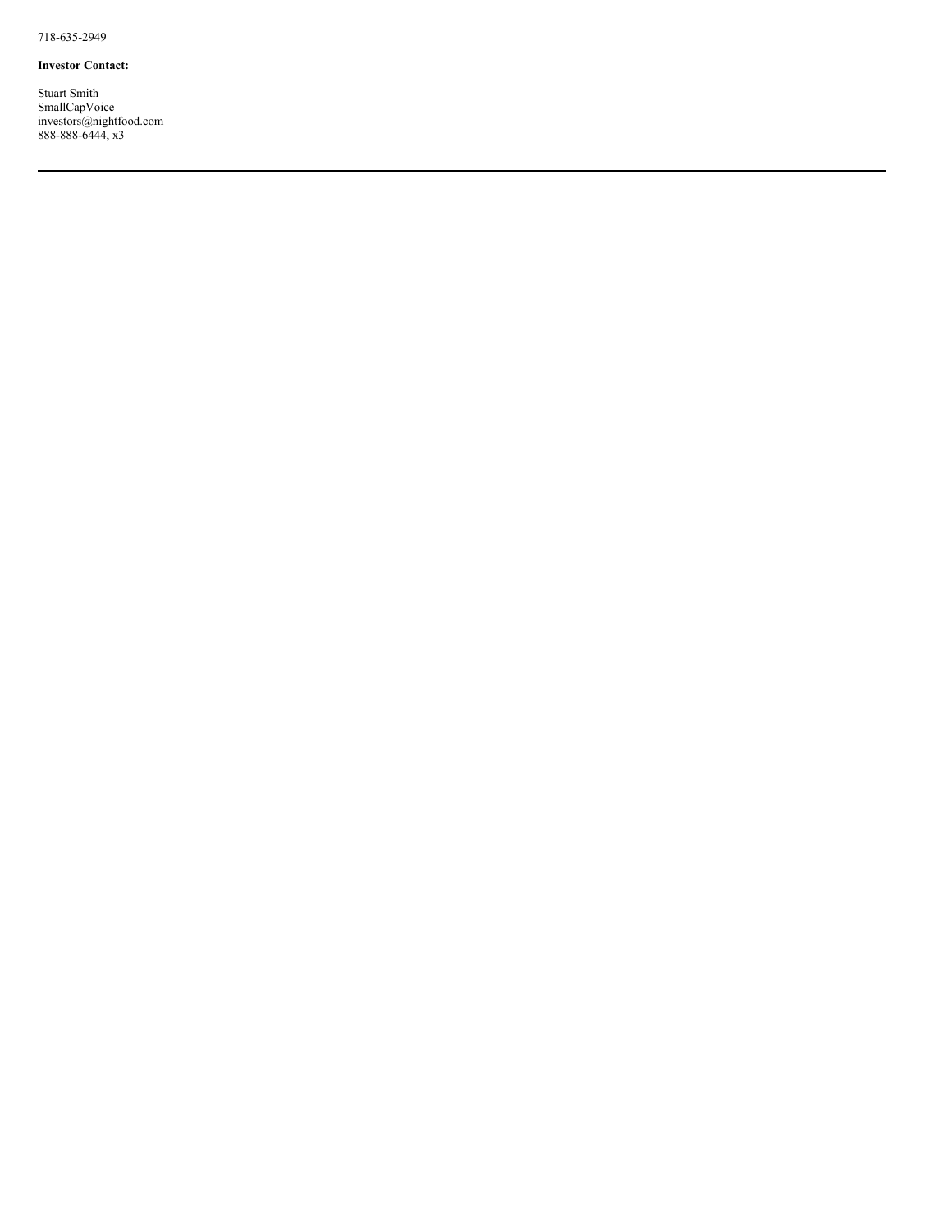718-635-2949

**Investor Contact:**

Stuart Smith
SmallCapVoice
investors@nightfood.com
888-888-6444, x3

---